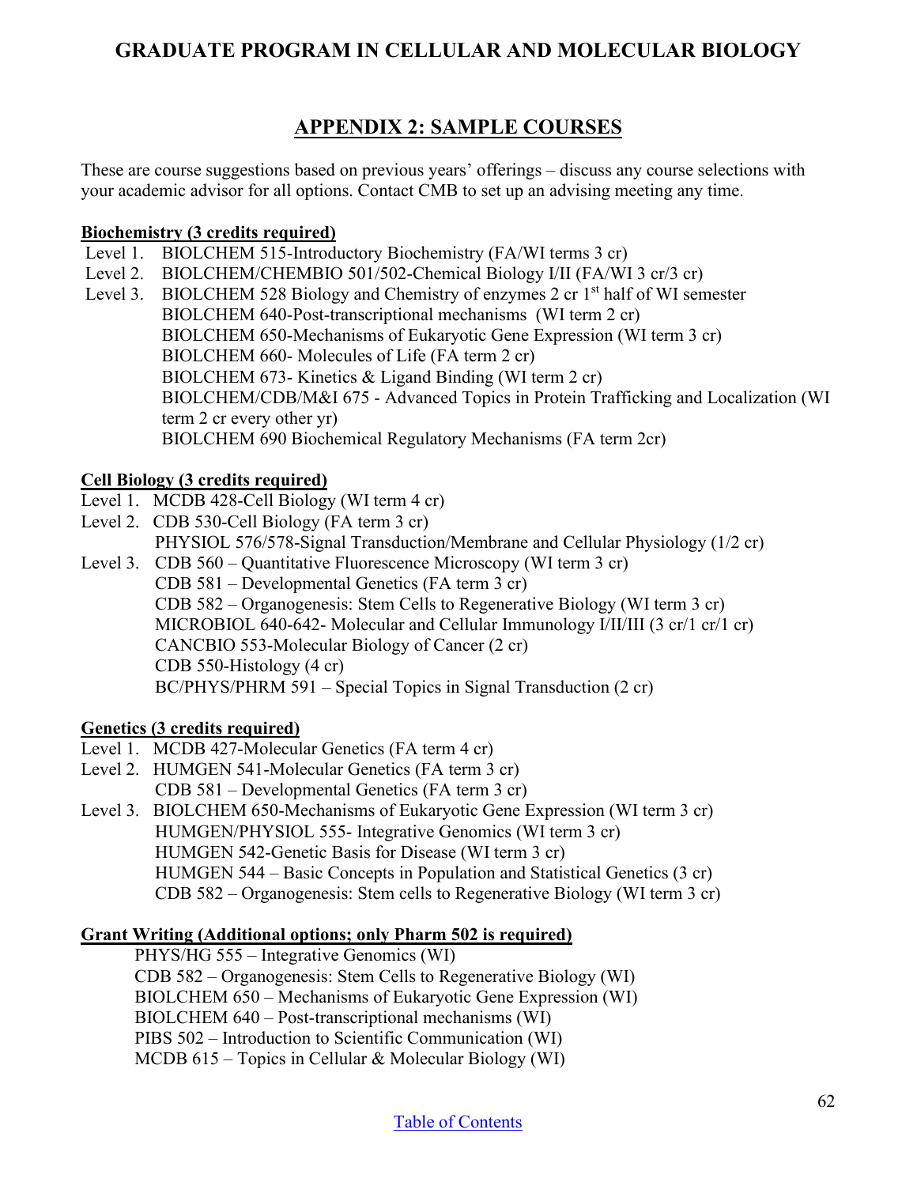# GRADUATE PROGRAM IN CELLULAR AND MOLECULAR BIOLOGY

## APPENDIX 2: SAMPLE COURSES

These are course suggestions based on previous years' offerings – discuss any course selections with your academic advisor for all options. Contact CMB to set up an advising meeting any time.

**Biochemistry (3 credits required)**

Level 1. BIOLCHEM 515-Introductory Biochemistry (FA/WI terms 3 cr)
Level 2. BIOLCHEM/CHEMBIO 501/502-Chemical Biology I/II (FA/WI 3 cr/3 cr)
Level 3. BIOLCHEM 528 Biology and Chemistry of enzymes 2 cr 1st half of WI semester
BIOLCHEM 640-Post-transcriptional mechanisms (WI term 2 cr)
BIOLCHEM 650-Mechanisms of Eukaryotic Gene Expression (WI term 3 cr)
BIOLCHEM 660- Molecules of Life (FA term 2 cr)
BIOLCHEM 673- Kinetics & Ligand Binding (WI term 2 cr)
BIOLCHEM/CDB/M&I 675 - Advanced Topics in Protein Trafficking and Localization (WI term 2 cr every other yr)
BIOLCHEM 690 Biochemical Regulatory Mechanisms (FA term 2cr)

**Cell Biology (3 credits required)**

Level 1. MCDB 428-Cell Biology (WI term 4 cr)
Level 2. CDB 530-Cell Biology (FA term 3 cr)
PHYSIOL 576/578-Signal Transduction/Membrane and Cellular Physiology (1/2 cr)
Level 3. CDB 560 – Quantitative Fluorescence Microscopy (WI term 3 cr)
CDB 581 – Developmental Genetics (FA term 3 cr)
CDB 582 – Organogenesis: Stem Cells to Regenerative Biology (WI term 3 cr)
MICROBIOL 640-642- Molecular and Cellular Immunology I/II/III (3 cr/1 cr/1 cr)
CANCBIO 553-Molecular Biology of Cancer (2 cr)
CDB 550-Histology (4 cr)
BC/PHYS/PHRM 591 – Special Topics in Signal Transduction (2 cr)

**Genetics (3 credits required)**

Level 1. MCDB 427-Molecular Genetics (FA term 4 cr)
Level 2. HUMGEN 541-Molecular Genetics (FA term 3 cr)
CDB 581 – Developmental Genetics (FA term 3 cr)
Level 3. BIOLCHEM 650-Mechanisms of Eukaryotic Gene Expression (WI term 3 cr)
HUMGEN/PHYSIOL 555- Integrative Genomics (WI term 3 cr)
HUMGEN 542-Genetic Basis for Disease (WI term 3 cr)
HUMGEN 544 – Basic Concepts in Population and Statistical Genetics (3 cr)
CDB 582 – Organogenesis: Stem cells to Regenerative Biology (WI term 3 cr)

**Grant Writing (Additional options; only Pharm 502 is required)**

PHYS/HG 555 – Integrative Genomics (WI)
CDB 582 – Organogenesis: Stem Cells to Regenerative Biology (WI)
BIOLCHEM 650 – Mechanisms of Eukaryotic Gene Expression (WI)
BIOLCHEM 640 – Post-transcriptional mechanisms (WI)
PIBS 502 – Introduction to Scientific Communication (WI)
MCDB 615 – Topics in Cellular & Molecular Biology (WI)

Table of Contents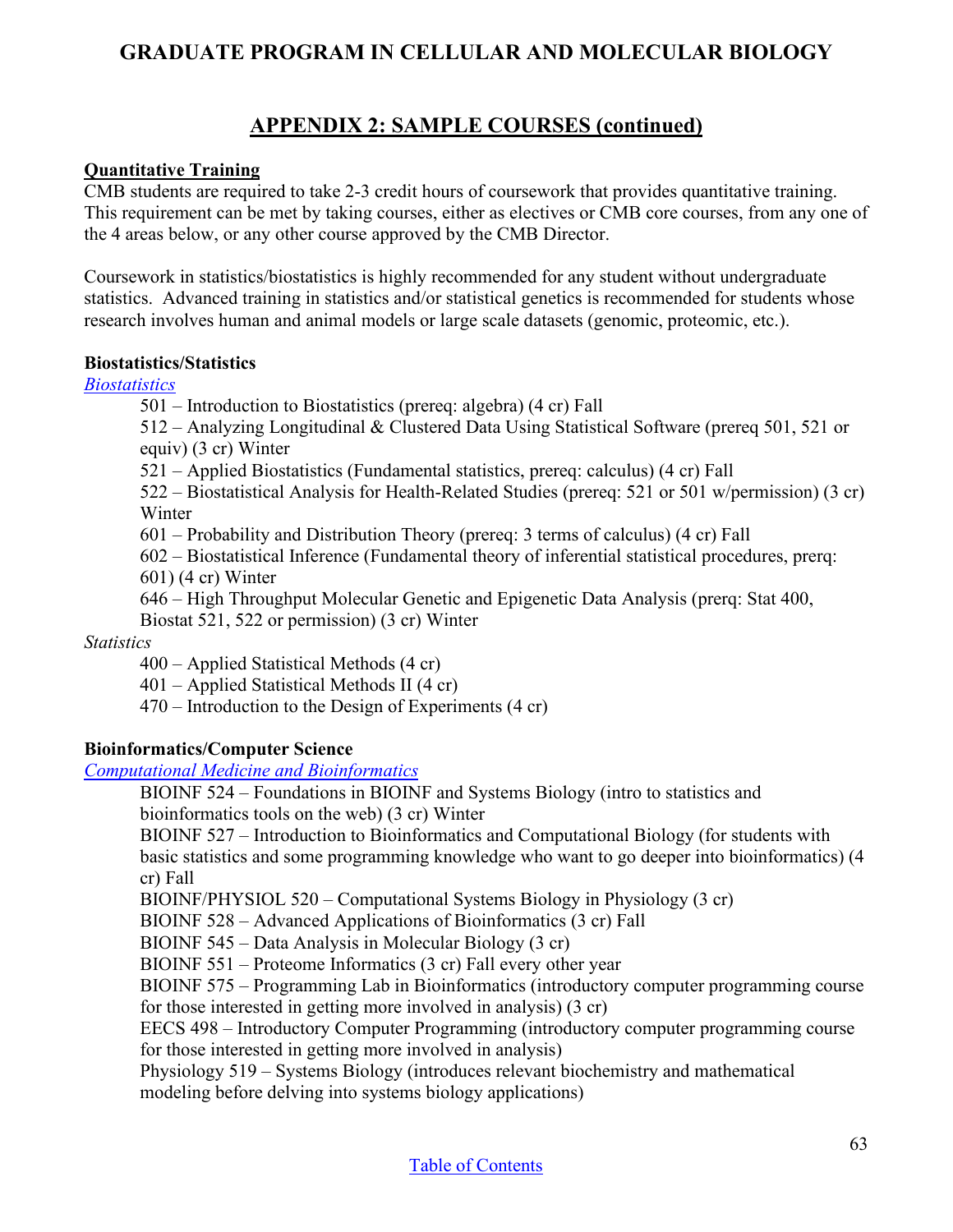## GRADUATE PROGRAM IN CELLULAR AND MOLECULAR BIOLOGY

## APPENDIX 2: SAMPLE COURSES (continued)

**Quantitative Training**

CMB students are required to take 2-3 credit hours of coursework that provides quantitative training. This requirement can be met by taking courses, either as electives or CMB core courses, from any one of the 4 areas below, or any other course approved by the CMB Director.

Coursework in statistics/biostatistics is highly recommended for any student without undergraduate statistics. Advanced training in statistics and/or statistical genetics is recommended for students whose research involves human and animal models or large scale datasets (genomic, proteomic, etc.).

**Biostatistics/Statistics**

*Biostatistics*

- 501 – Introduction to Biostatistics (prereq: algebra) (4 cr) Fall
- 512 – Analyzing Longitudinal & Clustered Data Using Statistical Software (prereq 501, 521 or equiv) (3 cr) Winter
- 521 – Applied Biostatistics (Fundamental statistics, prereq: calculus) (4 cr) Fall
- 522 – Biostatistical Analysis for Health-Related Studies (prereq: 521 or 501 w/permission) (3 cr) Winter
- 601 – Probability and Distribution Theory (prereq: 3 terms of calculus) (4 cr) Fall
- 602 – Biostatistical Inference (Fundamental theory of inferential statistical procedures, prerq: 601) (4 cr) Winter
- 646 – High Throughput Molecular Genetic and Epigenetic Data Analysis (prerq: Stat 400, Biostat 521, 522 or permission) (3 cr) Winter

*Statistics*

- 400 – Applied Statistical Methods (4 cr)
- 401 – Applied Statistical Methods II (4 cr)
- 470 – Introduction to the Design of Experiments (4 cr)

**Bioinformatics/Computer Science**

*Computational Medicine and Bioinformatics*

- BIOINF 524 – Foundations in BIOINF and Systems Biology (intro to statistics and bioinformatics tools on the web) (3 cr) Winter
- BIOINF 527 – Introduction to Bioinformatics and Computational Biology (for students with basic statistics and some programming knowledge who want to go deeper into bioinformatics) (4 cr) Fall
- BIOINF/PHYSIOL 520 – Computational Systems Biology in Physiology (3 cr)
- BIOINF 528 – Advanced Applications of Bioinformatics (3 cr) Fall
- BIOINF 545 – Data Analysis in Molecular Biology (3 cr)
- BIOINF 551 – Proteome Informatics (3 cr) Fall every other year
- BIOINF 575 – Programming Lab in Bioinformatics (introductory computer programming course for those interested in getting more involved in analysis) (3 cr)
- EECS 498 – Introductory Computer Programming (introductory computer programming course for those interested in getting more involved in analysis)
- Physiology 519 – Systems Biology (introduces relevant biochemistry and mathematical modeling before delving into systems biology applications)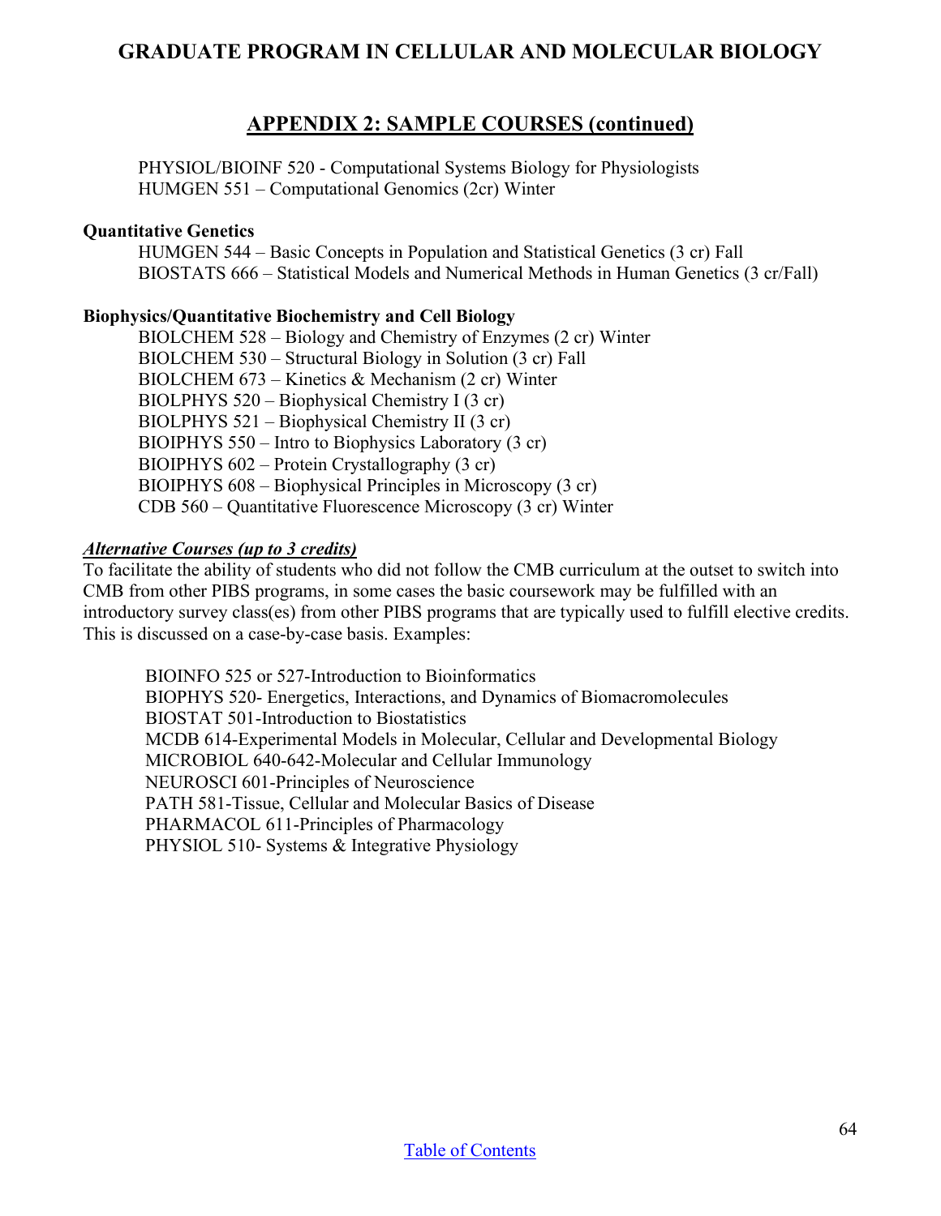# GRADUATE PROGRAM IN CELLULAR AND MOLECULAR BIOLOGY

## APPENDIX 2: SAMPLE COURSES (continued)

PHYSIOL/BIOINF 520 - Computational Systems Biology for Physiologists
HUMGEN 551 – Computational Genomics (2cr) Winter

**Quantitative Genetics**

HUMGEN 544 – Basic Concepts in Population and Statistical Genetics (3 cr) Fall
BIOSTATS 666 – Statistical Models and Numerical Methods in Human Genetics (3 cr/Fall)

**Biophysics/Quantitative Biochemistry and Cell Biology**

BIOLCHEM 528 – Biology and Chemistry of Enzymes (2 cr) Winter
BIOLCHEM 530 – Structural Biology in Solution (3 cr) Fall
BIOLCHEM 673 – Kinetics & Mechanism (2 cr) Winter
BIOLPHYS 520 – Biophysical Chemistry I (3 cr)
BIOLPHYS 521 – Biophysical Chemistry II (3 cr)
BIOIPHYS 550 – Intro to Biophysics Laboratory (3 cr)
BIOIPHYS 602 – Protein Crystallography (3 cr)
BIOIPHYS 608 – Biophysical Principles in Microscopy (3 cr)
CDB 560 – Quantitative Fluorescence Microscopy (3 cr) Winter

***Alternative Courses (up to 3 credits)***

To facilitate the ability of students who did not follow the CMB curriculum at the outset to switch into CMB from other PIBS programs, in some cases the basic coursework may be fulfilled with an introductory survey class(es) from other PIBS programs that are typically used to fulfill elective credits. This is discussed on a case-by-case basis. Examples:

BIOINFO 525 or 527-Introduction to Bioinformatics
BIOPHYS 520- Energetics, Interactions, and Dynamics of Biomacromolecules
BIOSTAT 501-Introduction to Biostatistics
MCDB 614-Experimental Models in Molecular, Cellular and Developmental Biology
MICROBIOL 640-642-Molecular and Cellular Immunology
NEUROSCI 601-Principles of Neuroscience
PATH 581-Tissue, Cellular and Molecular Basics of Disease
PHARMACOL 611-Principles of Pharmacology
PHYSIOL 510- Systems & Integrative Physiology

Table of Contents